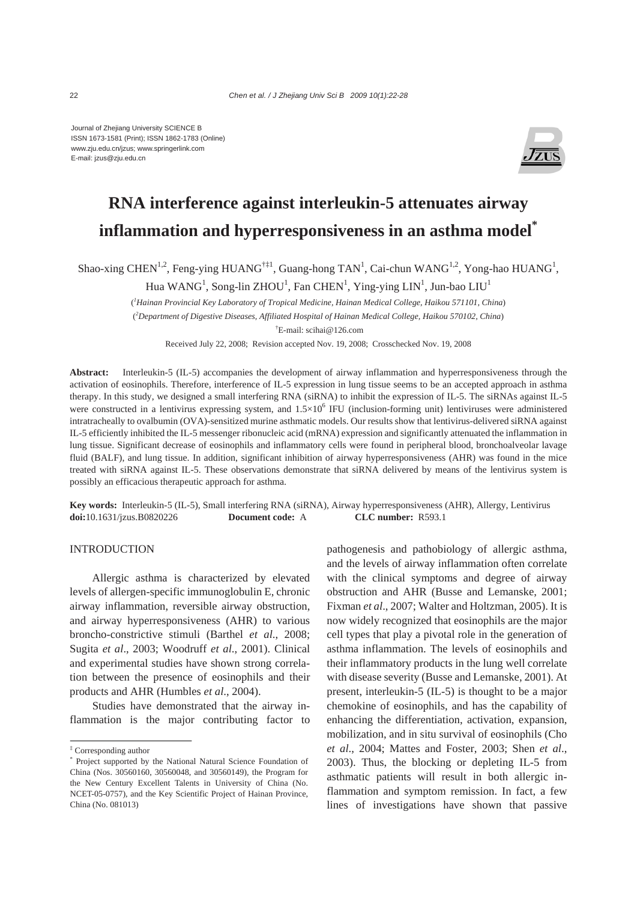Journal of Zhejiang University SCIENCE B
ISSN 1673-1581 (Print); ISSN 1862-1783 (Online)
www.zju.edu.cn/jzus; www.springerlink.com
E-mail: jzus@zju.edu.cn

# RNA interference against interleukin-5 attenuates airway inflammation and hyperresponsiveness in an asthma model*

Shao-xing CHEN[1,2], Feng-ying HUANG[†‡1], Guang-hong TAN[1], Cai-chun WANG[1,2], Yong-hao HUANG[1], Hua WANG[1], Song-lin ZHOU[1], Fan CHEN[1], Ying-ying LIN[1], Jun-bao LIU[1]

([1]*Hainan Provincial Key Laboratory of Tropical Medicine, Hainan Medical College, Haikou 571101, China*)

([2]*Department of Digestive Diseases, Affiliated Hospital of Hainan Medical College, Haikou 570102, China*)

[†]E-mail: scihai@126.com

Received July 22, 2008; Revision accepted Nov. 19, 2008; Crosschecked Nov. 19, 2008

**Abstract:** Interleukin-5 (IL-5) accompanies the development of airway inflammation and hyperresponsiveness through the activation of eosinophils. Therefore, interference of IL-5 expression in lung tissue seems to be an accepted approach in asthma therapy. In this study, we designed a small interfering RNA (siRNA) to inhibit the expression of IL-5. The siRNAs against IL-5 were constructed in a lentivirus expressing system, and $1.5\times10^6$ IFU (inclusion-forming unit) lentiviruses were administered intratracheally to ovalbumin (OVA)-sensitized murine asthmatic models. Our results show that lentivirus-delivered siRNA against IL-5 efficiently inhibited the IL-5 messenger ribonucleic acid (mRNA) expression and significantly attenuated the inflammation in lung tissue. Significant decrease of eosinophils and inflammatory cells were found in peripheral blood, bronchoalveolar lavage fluid (BALF), and lung tissue. In addition, significant inhibition of airway hyperresponsiveness (AHR) was found in the mice treated with siRNA against IL-5. These observations demonstrate that siRNA delivered by means of the lentivirus system is possibly an efficacious therapeutic approach for asthma.

**Key words:** Interleukin-5 (IL-5), Small interfering RNA (siRNA), Airway hyperresponsiveness (AHR), Allergy, Lentivirus
**doi:**10.1631/jzus.B0820226 **Document code:** A **CLC number:** R593.1

## INTRODUCTION

Allergic asthma is characterized by elevated levels of allergen-specific immunoglobulin E, chronic airway inflammation, reversible airway obstruction, and airway hyperresponsiveness (AHR) to various broncho-constrictive stimuli (Barthel *et al*., 2008; Sugita *et al*., 2003; Woodruff *et al*., 2001). Clinical and experimental studies have shown strong correlation between the presence of eosinophils and their products and AHR (Humbles *et al*., 2004).

Studies have demonstrated that the airway inflammation is the major contributing factor to pathogenesis and pathobiology of allergic asthma, and the levels of airway inflammation often correlate with the clinical symptoms and degree of airway obstruction and AHR (Busse and Lemanske, 2001; Fixman *et al*., 2007; Walter and Holtzman, 2005). It is now widely recognized that eosinophils are the major cell types that play a pivotal role in the generation of asthma inflammation. The levels of eosinophils and their inflammatory products in the lung well correlate with disease severity (Busse and Lemanske, 2001). At present, interleukin-5 (IL-5) is thought to be a major chemokine of eosinophils, and has the capability of enhancing the differentiation, activation, expansion, mobilization, and in situ survival of eosinophils (Cho *et al*., 2004; Mattes and Foster, 2003; Shen *et al*., 2003). Thus, the blocking or depleting IL-5 from asthmatic patients will result in both allergic inflammation and symptom remission. In fact, a few lines of investigations have shown that passive

‡ Corresponding author

\* Project supported by the National Natural Science Foundation of China (Nos. 30560160, 30560048, and 30560149), the Program for the New Century Excellent Talents in University of China (No. NCET-05-0757), and the Key Scientific Project of Hainan Province, China (No. 081013)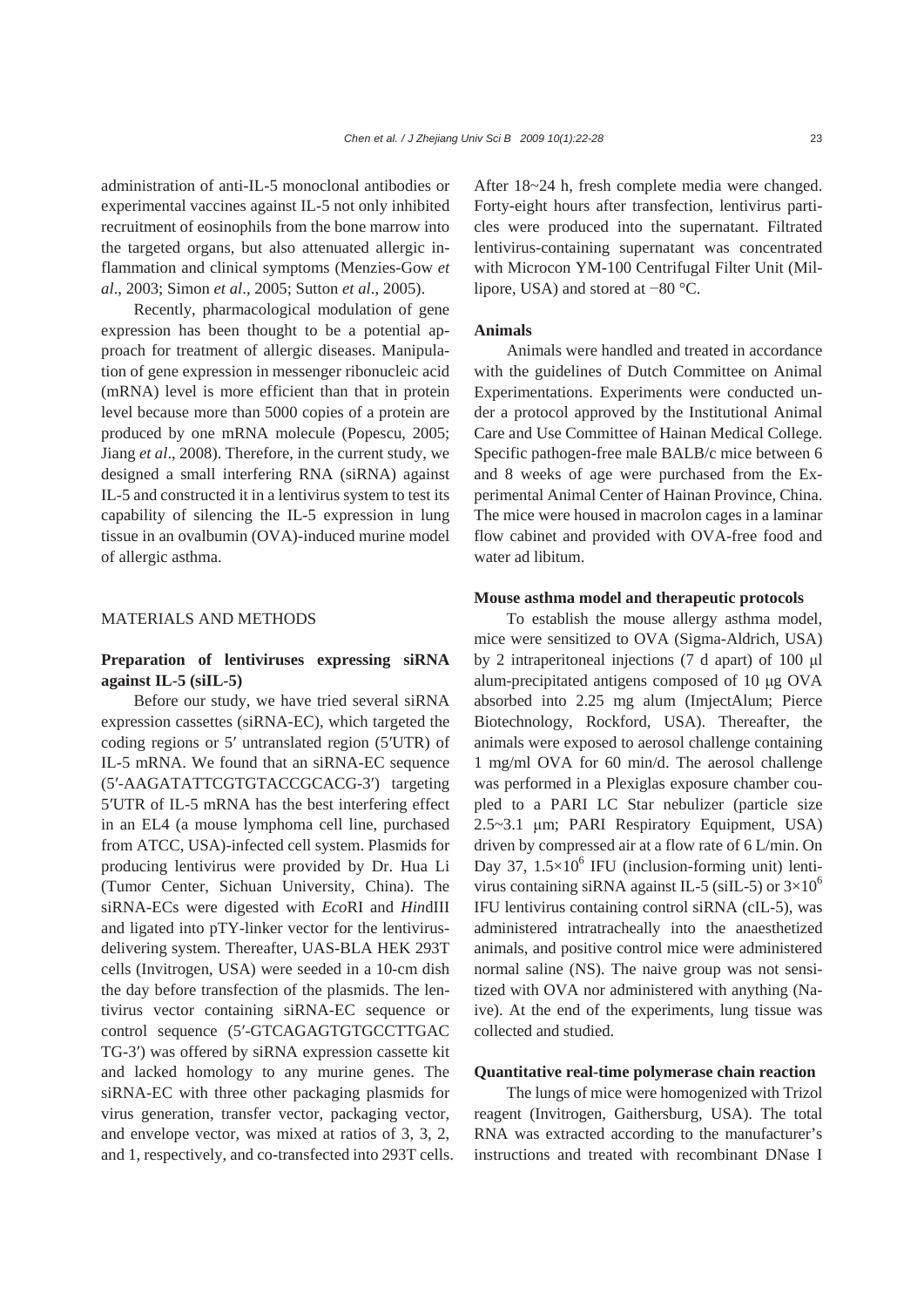administration of anti-IL-5 monoclonal antibodies or experimental vaccines against IL-5 not only inhibited recruitment of eosinophils from the bone marrow into the targeted organs, but also attenuated allergic inflammation and clinical symptoms (Menzies-Gow *et al*., 2003; Simon *et al*., 2005; Sutton *et al*., 2005).

Recently, pharmacological modulation of gene expression has been thought to be a potential approach for treatment of allergic diseases. Manipulation of gene expression in messenger ribonucleic acid (mRNA) level is more efficient than that in protein level because more than 5000 copies of a protein are produced by one mRNA molecule (Popescu, 2005; Jiang *et al*., 2008). Therefore, in the current study, we designed a small interfering RNA (siRNA) against IL-5 and constructed it in a lentivirus system to test its capability of silencing the IL-5 expression in lung tissue in an ovalbumin (OVA)-induced murine model of allergic asthma.

## MATERIALS AND METHODS

### Preparation of lentiviruses expressing siRNA against IL-5 (siIL-5)

Before our study, we have tried several siRNA expression cassettes (siRNA-EC), which targeted the coding regions or 5′ untranslated region (5′UTR) of IL-5 mRNA. We found that an siRNA-EC sequence (5′-AAGATATTCGTGTACCGCACG-3′) targeting 5′UTR of IL-5 mRNA has the best interfering effect in an EL4 (a mouse lymphoma cell line, purchased from ATCC, USA)-infected cell system. Plasmids for producing lentivirus were provided by Dr. Hua Li (Tumor Center, Sichuan University, China). The siRNA-ECs were digested with *Eco*RI and *Hin*dIII and ligated into pTY-linker vector for the lentivirus-delivering system. Thereafter, UAS-BLA HEK 293T cells (Invitrogen, USA) were seeded in a 10-cm dish the day before transfection of the plasmids. The lentivirus vector containing siRNA-EC sequence or control sequence (5′-GTCAGAGTGTGCCTTGAC TG-3′) was offered by siRNA expression cassette kit and lacked homology to any murine genes. The siRNA-EC with three other packaging plasmids for virus generation, transfer vector, packaging vector, and envelope vector, was mixed at ratios of 3, 3, 2, and 1, respectively, and co-transfected into 293T cells. After 18~24 h, fresh complete media were changed. Forty-eight hours after transfection, lentivirus particles were produced into the supernatant. Filtrated lentivirus-containing supernatant was concentrated with Microcon YM-100 Centrifugal Filter Unit (Millipore, USA) and stored at −80 °C.

### Animals

Animals were handled and treated in accordance with the guidelines of Dutch Committee on Animal Experimentations. Experiments were conducted under a protocol approved by the Institutional Animal Care and Use Committee of Hainan Medical College. Specific pathogen-free male BALB/c mice between 6 and 8 weeks of age were purchased from the Experimental Animal Center of Hainan Province, China. The mice were housed in macrolon cages in a laminar flow cabinet and provided with OVA-free food and water ad libitum.

### Mouse asthma model and therapeutic protocols

To establish the mouse allergy asthma model, mice were sensitized to OVA (Sigma-Aldrich, USA) by 2 intraperitoneal injections (7 d apart) of 100 μl alum-precipitated antigens composed of 10 μg OVA absorbed into 2.25 mg alum (ImjectAlum; Pierce Biotechnology, Rockford, USA). Thereafter, the animals were exposed to aerosol challenge containing 1 mg/ml OVA for 60 min/d. The aerosol challenge was performed in a Plexiglas exposure chamber coupled to a PARI LC Star nebulizer (particle size 2.5~3.1 μm; PARI Respiratory Equipment, USA) driven by compressed air at a flow rate of 6 L/min. On Day 37, $1.5\times10^6$ IFU (inclusion-forming unit) lentivirus containing siRNA against IL-5 (siIL-5) or $3\times10^6$ IFU lentivirus containing control siRNA (cIL-5), was administered intratracheally into the anaesthetized animals, and positive control mice were administered normal saline (NS). The naive group was not sensitized with OVA nor administered with anything (Naive). At the end of the experiments, lung tissue was collected and studied.

### Quantitative real-time polymerase chain reaction

The lungs of mice were homogenized with Trizol reagent (Invitrogen, Gaithersburg, USA). The total RNA was extracted according to the manufacturer's instructions and treated with recombinant DNase I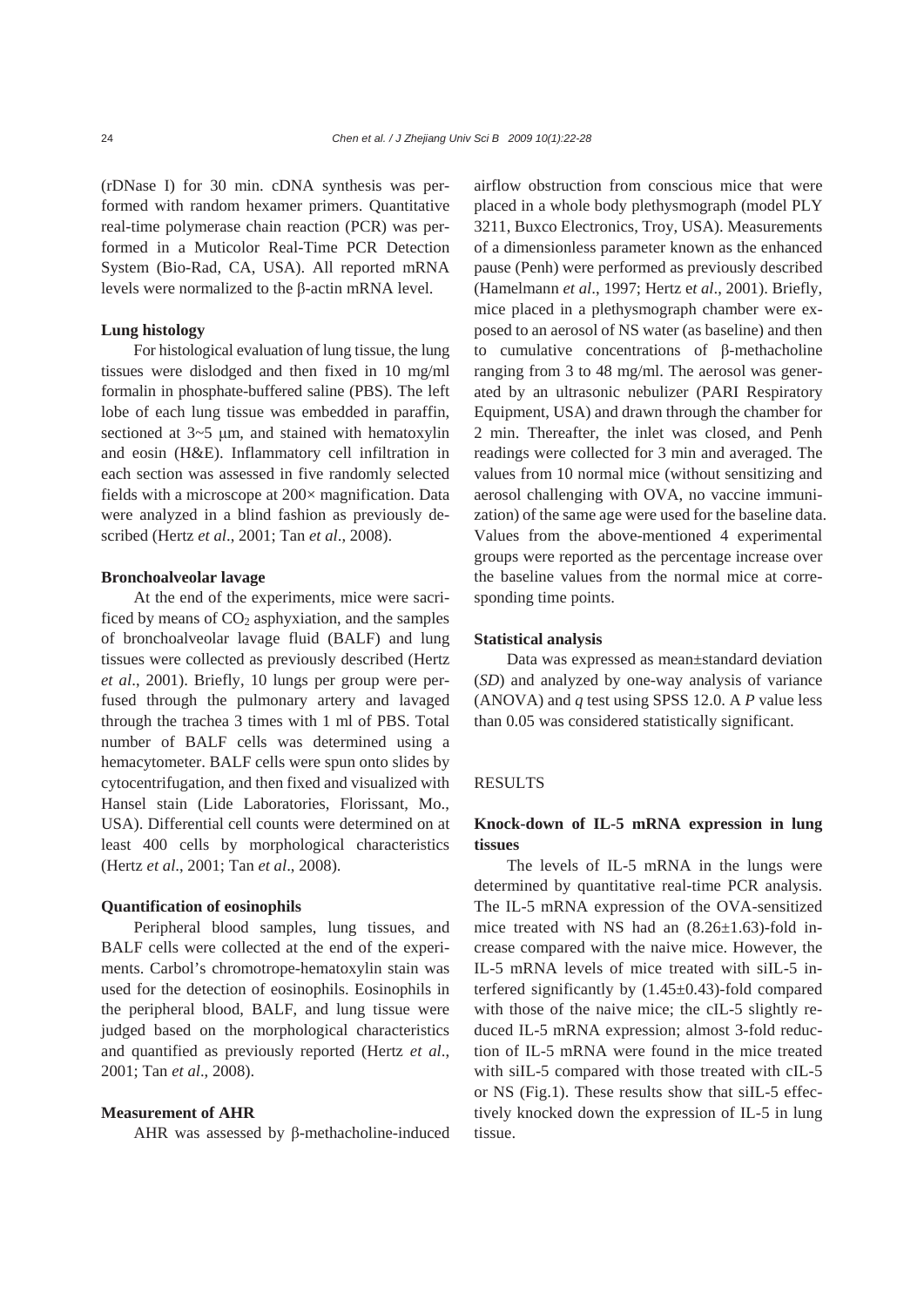(rDNase I) for 30 min. cDNA synthesis was performed with random hexamer primers. Quantitative real-time polymerase chain reaction (PCR) was performed in a Muticolor Real-Time PCR Detection System (Bio-Rad, CA, USA). All reported mRNA levels were normalized to the β-actin mRNA level.

### Lung histology

For histological evaluation of lung tissue, the lung tissues were dislodged and then fixed in 10 mg/ml formalin in phosphate-buffered saline (PBS). The left lobe of each lung tissue was embedded in paraffin, sectioned at 3~5 μm, and stained with hematoxylin and eosin (H&E). Inflammatory cell infiltration in each section was assessed in five randomly selected fields with a microscope at 200× magnification. Data were analyzed in a blind fashion as previously described (Hertz *et al*., 2001; Tan *et al*., 2008).

### Bronchoalveolar lavage

At the end of the experiments, mice were sacrificed by means of $CO_2$ asphyxiation, and the samples of bronchoalveolar lavage fluid (BALF) and lung tissues were collected as previously described (Hertz *et al*., 2001). Briefly, 10 lungs per group were perfused through the pulmonary artery and lavaged through the trachea 3 times with 1 ml of PBS. Total number of BALF cells was determined using a hemacytometer. BALF cells were spun onto slides by cytocentrifugation, and then fixed and visualized with Hansel stain (Lide Laboratories, Florissant, Mo., USA). Differential cell counts were determined on at least 400 cells by morphological characteristics (Hertz *et al*., 2001; Tan *et al*., 2008).

### Quantification of eosinophils

Peripheral blood samples, lung tissues, and BALF cells were collected at the end of the experiments. Carbol's chromotrope-hematoxylin stain was used for the detection of eosinophils. Eosinophils in the peripheral blood, BALF, and lung tissue were judged based on the morphological characteristics and quantified as previously reported (Hertz *et al*., 2001; Tan *et al*., 2008).

### Measurement of AHR

AHR was assessed by β-methacholine-induced airflow obstruction from conscious mice that were placed in a whole body plethysmograph (model PLY 3211, Buxco Electronics, Troy, USA). Measurements of a dimensionless parameter known as the enhanced pause (Penh) were performed as previously described (Hamelmann *et al*., 1997; Hertz e*t al*., 2001). Briefly, mice placed in a plethysmograph chamber were exposed to an aerosol of NS water (as baseline) and then to cumulative concentrations of β-methacholine ranging from 3 to 48 mg/ml. The aerosol was generated by an ultrasonic nebulizer (PARI Respiratory Equipment, USA) and drawn through the chamber for 2 min. Thereafter, the inlet was closed, and Penh readings were collected for 3 min and averaged. The values from 10 normal mice (without sensitizing and aerosol challenging with OVA, no vaccine immunization) of the same age were used for the baseline data. Values from the above-mentioned 4 experimental groups were reported as the percentage increase over the baseline values from the normal mice at corresponding time points.

### Statistical analysis

Data was expressed as mean±standard deviation (*SD*) and analyzed by one-way analysis of variance (ANOVA) and *q* test using SPSS 12.0. A *P* value less than 0.05 was considered statistically significant.

## RESULTS

### Knock-down of IL-5 mRNA expression in lung tissues

The levels of IL-5 mRNA in the lungs were determined by quantitative real-time PCR analysis. The IL-5 mRNA expression of the OVA-sensitized mice treated with NS had an (8.26±1.63)-fold increase compared with the naive mice. However, the IL-5 mRNA levels of mice treated with siIL-5 interfered significantly by (1.45±0.43)-fold compared with those of the naive mice; the cIL-5 slightly reduced IL-5 mRNA expression; almost 3-fold reduction of IL-5 mRNA were found in the mice treated with siIL-5 compared with those treated with cIL-5 or NS (Fig.1). These results show that siIL-5 effectively knocked down the expression of IL-5 in lung tissue.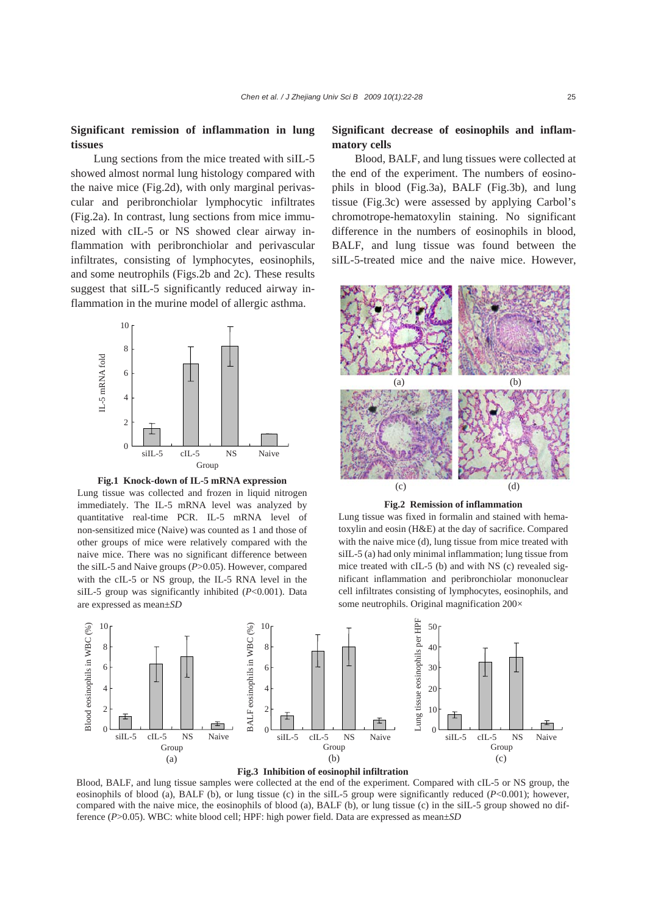## Significant remission of inflammation in lung tissues

Lung sections from the mice treated with siIL-5 showed almost normal lung histology compared with the naive mice (Fig.2d), with only marginal perivascular and peribronchiolar lymphocytic infiltrates (Fig.2a). In contrast, lung sections from mice immunized with cIL-5 or NS showed clear airway inflammation with peribronchiolar and perivascular infiltrates, consisting of lymphocytes, eosinophils, and some neutrophils (Figs.2b and 2c). These results suggest that siIL-5 significantly reduced airway inflammation in the murine model of allergic asthma.

IL-5 mRNA fold
10
8
6
4
2
0
siIL-5
cIL-5
NS
Naive
Group

**Fig.1 Knock-down of IL-5 mRNA expression**

Lung tissue was collected and frozen in liquid nitrogen immediately. The IL-5 mRNA level was analyzed by quantitative real-time PCR. IL-5 mRNA level of non-sensitized mice (Naive) was counted as 1 and those of other groups of mice were relatively compared with the naive mice. There was no significant difference between the siIL-5 and Naive groups ($P$>0.05). However, compared with the cIL-5 or NS group, the IL-5 RNA level in the siIL-5 group was significantly inhibited ($P$<0.001). Data are expressed as mean±*SD*

## Significant decrease of eosinophils and inflammatory cells

Blood, BALF, and lung tissues were collected at the end of the experiment. The numbers of eosinophils in blood (Fig.3a), BALF (Fig.3b), and lung tissue (Fig.3c) were assessed by applying Carbol's chromotrope-hematoxylin staining. No significant difference in the numbers of eosinophils in blood, BALF, and lung tissue was found between the siIL-5-treated mice and the naive mice. However,

(a) (b)

(c) (d)

**Fig.2 Remission of inflammation**

Lung tissue was fixed in formalin and stained with hematoxylin and eosin (H&E) at the day of sacrifice. Compared with the naive mice (d), lung tissue from mice treated with siIL-5 (a) had only minimal inflammation; lung tissue from mice treated with cIL-5 (b) and with NS (c) revealed significant inflammation and peribronchiolar mononuclear cell infiltrates consisting of lymphocytes, eosinophils, and some neutrophils. Original magnification 200×

Blood eosinophils in WBC (%)
10
8
6
4
2
0
siIL-5
cIL-5
NS
Naive
Group
(a)

BALF eosinophils in WBC (%)
10
8
6
4
2
0
siIL-5
cIL-5
NS
Naive
Group
(b)

Lung tissue eosinophils per HPF
50
40
30
20
10
0
siIL-5
cIL-5
NS
Naive
Group
(c)

**Fig.3 Inhibition of eosinophil infiltration**

Blood, BALF, and lung tissue samples were collected at the end of the experiment. Compared with cIL-5 or NS group, the eosinophils of blood (a), BALF (b), or lung tissue (c) in the siIL-5 group were significantly reduced ($P$<0.001); however, compared with the naive mice, the eosinophils of blood (a), BALF (b), or lung tissue (c) in the siIL-5 group showed no difference ($P$>0.05). WBC: white blood cell; HPF: high power field. Data are expressed as mean±*SD*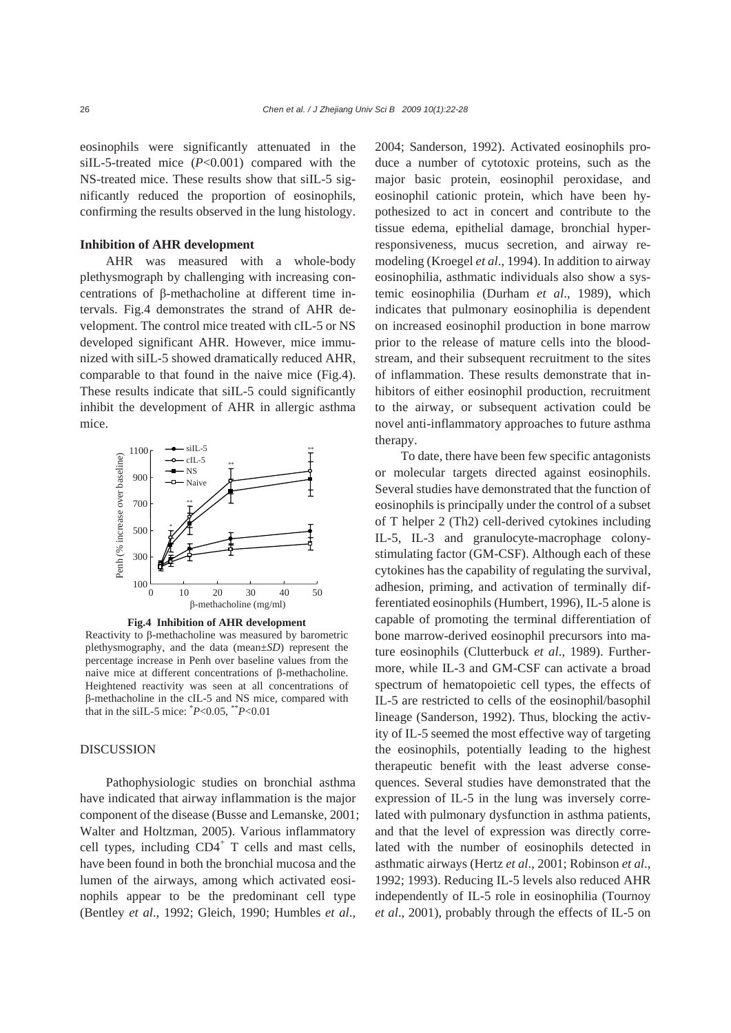eosinophils were significantly attenuated in the siIL-5-treated mice ($P<0.001$) compared with the NS-treated mice. These results show that siIL-5 significantly reduced the proportion of eosinophils, confirming the results observed in the lung histology.

### Inhibition of AHR development

AHR was measured with a whole-body plethysmograph by challenging with increasing concentrations of β-methacholine at different time intervals. Fig.4 demonstrates the strand of AHR development. The control mice treated with cIL-5 or NS developed significant AHR. However, mice immunized with siIL-5 showed dramatically reduced AHR, comparable to that found in the naive mice (Fig.4). These results indicate that siIL-5 could significantly inhibit the development of AHR in allergic asthma mice.

siIL-5
cIL-5
NS
Naive

Penh (% increase over baseline)
1100
900
700
500
300
100

0 10 20 30 40 50
β-methacholine (mg/ml)

*
**
**
**

**Fig.4 Inhibition of AHR development**

Reactivity to β-methacholine was measured by barometric plethysmography, and the data (mean±*SD*) represent the percentage increase in Penh over baseline values from the naive mice at different concentrations of β-methacholine. Heightened reactivity was seen at all concentrations of β-methacholine in the cIL-5 and NS mice, compared with that in the siIL-5 mice: $^{*}P<0.05$, $^{**}P<0.01$

## DISCUSSION

Pathophysiologic studies on bronchial asthma have indicated that airway inflammation is the major component of the disease (Busse and Lemanske, 2001; Walter and Holtzman, 2005). Various inflammatory cell types, including $CD4^{+}$ T cells and mast cells, have been found in both the bronchial mucosa and the lumen of the airways, among which activated eosinophils appear to be the predominant cell type (Bentley *et al*., 1992; Gleich, 1990; Humbles *et al*., 2004; Sanderson, 1992). Activated eosinophils produce a number of cytotoxic proteins, such as the major basic protein, eosinophil peroxidase, and eosinophil cationic protein, which have been hypothesized to act in concert and contribute to the tissue edema, epithelial damage, bronchial hyperresponsiveness, mucus secretion, and airway remodeling (Kroegel *et al*., 1994). In addition to airway eosinophilia, asthmatic individuals also show a systemic eosinophilia (Durham *et al*., 1989), which indicates that pulmonary eosinophilia is dependent on increased eosinophil production in bone marrow prior to the release of mature cells into the bloodstream, and their subsequent recruitment to the sites of inflammation. These results demonstrate that inhibitors of either eosinophil production, recruitment to the airway, or subsequent activation could be novel anti-inflammatory approaches to future asthma therapy.

To date, there have been few specific antagonists or molecular targets directed against eosinophils. Several studies have demonstrated that the function of eosinophils is principally under the control of a subset of T helper 2 (Th2) cell-derived cytokines including IL-5, IL-3 and granulocyte-macrophage colony-stimulating factor (GM-CSF). Although each of these cytokines has the capability of regulating the survival, adhesion, priming, and activation of terminally differentiated eosinophils (Humbert, 1996), IL-5 alone is capable of promoting the terminal differentiation of bone marrow-derived eosinophil precursors into mature eosinophils (Clutterbuck *et al*., 1989). Furthermore, while IL-3 and GM-CSF can activate a broad spectrum of hematopoietic cell types, the effects of IL-5 are restricted to cells of the eosinophil/basophil lineage (Sanderson, 1992). Thus, blocking the activity of IL-5 seemed the most effective way of targeting the eosinophils, potentially leading to the highest therapeutic benefit with the least adverse consequences. Several studies have demonstrated that the expression of IL-5 in the lung was inversely correlated with pulmonary dysfunction in asthma patients, and that the level of expression was directly correlated with the number of eosinophils detected in asthmatic airways (Hertz *et al*., 2001; Robinson *et al*., 1992; 1993). Reducing IL-5 levels also reduced AHR independently of IL-5 role in eosinophilia (Tournoy *et al*., 2001), probably through the effects of IL-5 on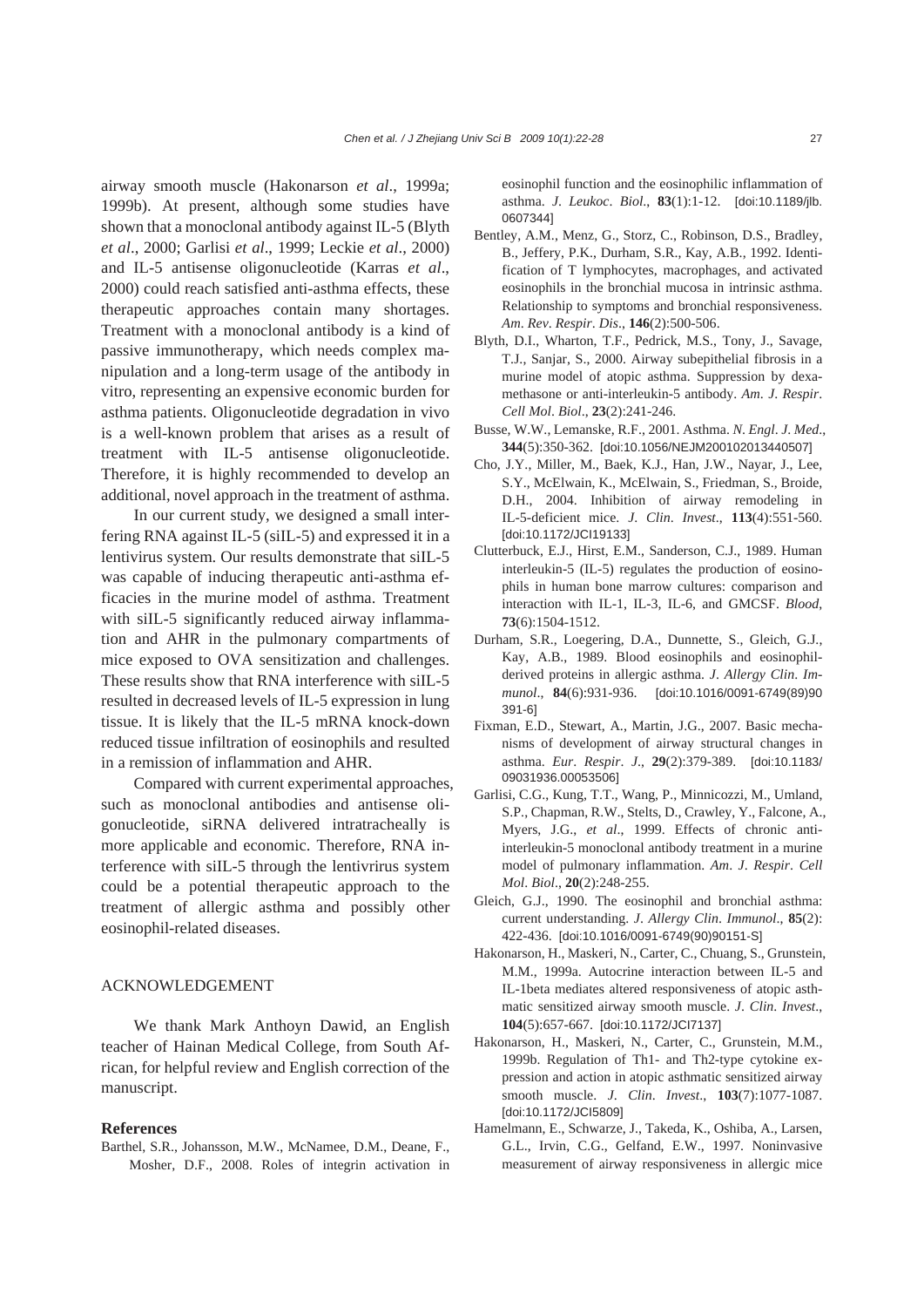airway smooth muscle (Hakonarson *et al*., 1999a; 1999b). At present, although some studies have shown that a monoclonal antibody against IL-5 (Blyth *et al*., 2000; Garlisi *et al*., 1999; Leckie *et al*., 2000) and IL-5 antisense oligonucleotide (Karras *et al*., 2000) could reach satisfied anti-asthma effects, these therapeutic approaches contain many shortages. Treatment with a monoclonal antibody is a kind of passive immunotherapy, which needs complex manipulation and a long-term usage of the antibody in vitro, representing an expensive economic burden for asthma patients. Oligonucleotide degradation in vivo is a well-known problem that arises as a result of treatment with IL-5 antisense oligonucleotide. Therefore, it is highly recommended to develop an additional, novel approach in the treatment of asthma.

In our current study, we designed a small interfering RNA against IL-5 (siIL-5) and expressed it in a lentivirus system. Our results demonstrate that siIL-5 was capable of inducing therapeutic anti-asthma efficacies in the murine model of asthma. Treatment with siIL-5 significantly reduced airway inflammation and AHR in the pulmonary compartments of mice exposed to OVA sensitization and challenges. These results show that RNA interference with siIL-5 resulted in decreased levels of IL-5 expression in lung tissue. It is likely that the IL-5 mRNA knock-down reduced tissue infiltration of eosinophils and resulted in a remission of inflammation and AHR.

Compared with current experimental approaches, such as monoclonal antibodies and antisense oligonucleotide, siRNA delivered intratracheally is more applicable and economic. Therefore, RNA interference with siIL-5 through the lentivrirus system could be a potential therapeutic approach to the treatment of allergic asthma and possibly other eosinophil-related diseases.

## ACKNOWLEDGEMENT

We thank Mark Anthoyn Dawid, an English teacher of Hainan Medical College, from South African, for helpful review and English correction of the manuscript.

## References

Barthel, S.R., Johansson, M.W., McNamee, D.M., Deane, F., Mosher, D.F., 2008. Roles of integrin activation in eosinophil function and the eosinophilic inflammation of asthma. *J. Leukoc. Biol.*, **83**(1):1-12. [doi:10.1189/jlb.0607344]

Bentley, A.M., Menz, G., Storz, C., Robinson, D.S., Bradley, B., Jeffery, P.K., Durham, S.R., Kay, A.B., 1992. Identification of T lymphocytes, macrophages, and activated eosinophils in the bronchial mucosa in intrinsic asthma. Relationship to symptoms and bronchial responsiveness. *Am. Rev. Respir. Dis.*, **146**(2):500-506.

Blyth, D.I., Wharton, T.F., Pedrick, M.S., Tony, J., Savage, T.J., Sanjar, S., 2000. Airway subepithelial fibrosis in a murine model of atopic asthma. Suppression by dexamethasone or anti-interleukin-5 antibody. *Am. J. Respir. Cell Mol. Biol.*, **23**(2):241-246.

Busse, W.W., Lemanske, R.F., 2001. Asthma. *N. Engl. J. Med.*, **344**(5):350-362. [doi:10.1056/NEJM200102013440507]

Cho, J.Y., Miller, M., Baek, K.J., Han, J.W., Nayar, J., Lee, S.Y., McElwain, K., McElwain, S., Friedman, S., Broide, D.H., 2004. Inhibition of airway remodeling in IL-5-deficient mice. *J. Clin. Invest.*, **113**(4):551-560. [doi:10.1172/JCI19133]

Clutterbuck, E.J., Hirst, E.M., Sanderson, C.J., 1989. Human interleukin-5 (IL-5) regulates the production of eosinophils in human bone marrow cultures: comparison and interaction with IL-1, IL-3, IL-6, and GMCSF. *Blood*, **73**(6):1504-1512.

Durham, S.R., Loegering, D.A., Dunnette, S., Gleich, G.J., Kay, A.B., 1989. Blood eosinophils and eosinophil-derived proteins in allergic asthma. *J. Allergy Clin. Immunol.*, **84**(6):931-936. [doi:10.1016/0091-6749(89)90391-6]

Fixman, E.D., Stewart, A., Martin, J.G., 2007. Basic mechanisms of development of airway structural changes in asthma. *Eur. Respir. J.*, **29**(2):379-389. [doi:10.1183/09031936.00053506]

Garlisi, C.G., Kung, T.T., Wang, P., Minnicozzi, M., Umland, S.P., Chapman, R.W., Stelts, D., Crawley, Y., Falcone, A., Myers, J.G., *et al*., 1999. Effects of chronic anti-interleukin-5 monoclonal antibody treatment in a murine model of pulmonary inflammation. *Am. J. Respir. Cell Mol. Biol.*, **20**(2):248-255.

Gleich, G.J., 1990. The eosinophil and bronchial asthma: current understanding. *J. Allergy Clin. Immunol.*, **85**(2):422-436. [doi:10.1016/0091-6749(90)90151-S]

Hakonarson, H., Maskeri, N., Carter, C., Chuang, S., Grunstein, M.M., 1999a. Autocrine interaction between IL-5 and IL-1beta mediates altered responsiveness of atopic asthmatic sensitized airway smooth muscle. *J. Clin. Invest.*, **104**(5):657-667. [doi:10.1172/JCI7137]

Hakonarson, H., Maskeri, N., Carter, C., Grunstein, M.M., 1999b. Regulation of Th1- and Th2-type cytokine expression and action in atopic asthmatic sensitized airway smooth muscle. *J. Clin. Invest.*, **103**(7):1077-1087. [doi:10.1172/JCI5809]

Hamelmann, E., Schwarze, J., Takeda, K., Oshiba, A., Larsen, G.L., Irvin, C.G., Gelfand, E.W., 1997. Noninvasive measurement of airway responsiveness in allergic mice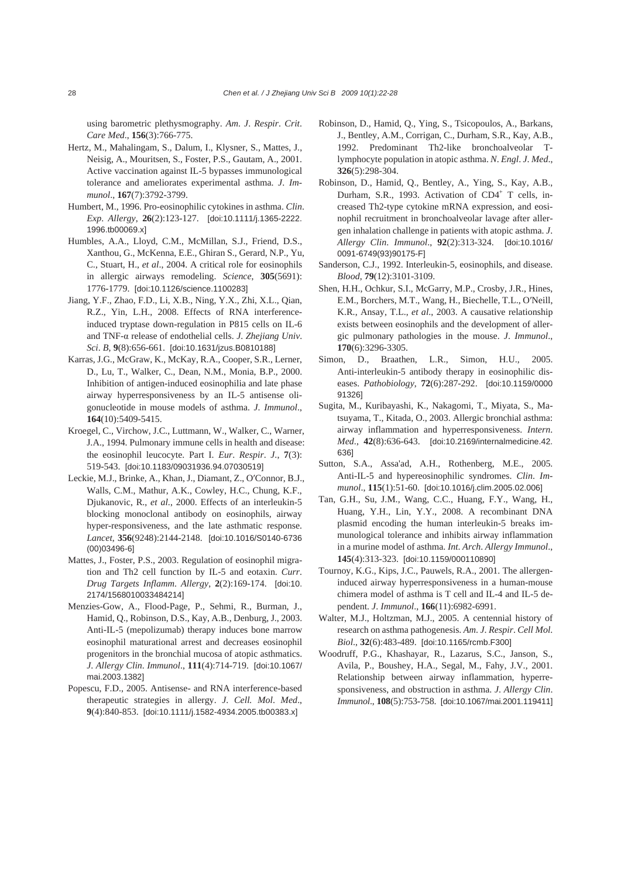using barometric plethysmography. *Am. J. Respir. Crit. Care Med.*, **156**(3):766-775.

Hertz, M., Mahalingam, S., Dalum, I., Klysner, S., Mattes, J., Neisig, A., Mouritsen, S., Foster, P.S., Gautam, A., 2001. Active vaccination against IL-5 bypasses immunological tolerance and ameliorates experimental asthma. *J. Immunol.*, **167**(7):3792-3799.

Humbert, M., 1996. Pro-eosinophilic cytokines in asthma. *Clin. Exp. Allergy*, **26**(2):123-127. [doi:10.1111/j.1365-2222.1996.tb00069.x]

Humbles, A.A., Lloyd, C.M., McMillan, S.J., Friend, D.S., Xanthou, G., McKenna, E.E., Ghiran S., Gerard, N.P., Yu, C., Stuart, H., *et al.*, 2004. A critical role for eosinophils in allergic airways remodeling. *Science*, **305**(5691):1776-1779. [doi:10.1126/science.1100283]

Jiang, Y.F., Zhao, F.D., Li, X.B., Ning, Y.X., Zhi, X.L., Qian, R.Z., Yin, L.H., 2008. Effects of RNA interference-induced tryptase down-regulation in P815 cells on IL-6 and TNF-α release of endothelial cells. *J. Zhejiang Univ. Sci. B*, **9**(8):656-661. [doi:10.1631/jzus.B0810188]

Karras, J.G., McGraw, K., McKay, R.A., Cooper, S.R., Lerner, D., Lu, T., Walker, C., Dean, N.M., Monia, B.P., 2000. Inhibition of antigen-induced eosinophilia and late phase airway hyperresponsiveness by an IL-5 antisense oligonucleotide in mouse models of asthma. *J. Immunol.*, **164**(10):5409-5415.

Kroegel, C., Virchow, J.C., Luttmann, W., Walker, C., Warner, J.A., 1994. Pulmonary immune cells in health and disease: the eosinophil leucocyte. Part I. *Eur. Respir. J.*, **7**(3):519-543. [doi:10.1183/09031936.94.07030519]

Leckie, M.J., Brinke, A., Khan, J., Diamant, Z., O′Connor, B.J., Walls, C.M., Mathur, A.K., Cowley, H.C., Chung, K.F., Djukanovic, R., *et al.*, 2000. Effects of an interleukin-5 blocking monoclonal antibody on eosinophils, airway hyper-responsiveness, and the late asthmatic response. *Lancet*, **356**(9248):2144-2148. [doi:10.1016/S0140-6736(00)03496-6]

Mattes, J., Foster, P.S., 2003. Regulation of eosinophil migration and Th2 cell function by IL-5 and eotaxin. *Curr. Drug Targets Inflamm. Allergy*, **2**(2):169-174. [doi:10.2174/1568010033484214]

Menzies-Gow, A., Flood-Page, P., Sehmi, R., Burman, J., Hamid, Q., Robinson, D.S., Kay, A.B., Denburg, J., 2003. Anti-IL-5 (mepolizumab) therapy induces bone marrow eosinophil maturational arrest and decreases eosinophil progenitors in the bronchial mucosa of atopic asthmatics. *J. Allergy Clin. Immunol.*, **111**(4):714-719. [doi:10.1067/mai.2003.1382]

Popescu, F.D., 2005. Antisense- and RNA interference-based therapeutic strategies in allergy. *J. Cell. Mol. Med.*, **9**(4):840-853. [doi:10.1111/j.1582-4934.2005.tb00383.x]

Robinson, D., Hamid, Q., Ying, S., Tsicopoulos, A., Barkans, J., Bentley, A.M., Corrigan, C., Durham, S.R., Kay, A.B., 1992. Predominant Th2-like bronchoalveolar T-lymphocyte population in atopic asthma. *N. Engl. J. Med.*, **326**(5):298-304.

Robinson, D., Hamid, Q., Bentley, A., Ying, S., Kay, A.B., Durham, S.R., 1993. Activation of $CD4^+$ T cells, increased Th2-type cytokine mRNA expression, and eosinophil recruitment in bronchoalveolar lavage after allergen inhalation challenge in patients with atopic asthma. *J. Allergy Clin. Immunol.*, **92**(2):313-324. [doi:10.1016/0091-6749(93)90175-F]

Sanderson, C.J., 1992. Interleukin-5, eosinophils, and disease. *Blood*, **79**(12):3101-3109.

Shen, H.H., Ochkur, S.I., McGarry, M.P., Crosby, J.R., Hines, E.M., Borchers, M.T., Wang, H., Biechelle, T.L., O′Neill, K.R., Ansay, T.L., *et al.*, 2003. A causative relationship exists between eosinophils and the development of allergic pulmonary pathologies in the mouse. *J. Immunol.*, **170**(6):3296-3305.

Simon, D., Braathen, L.R., Simon, H.U., 2005. Anti-interleukin-5 antibody therapy in eosinophilic diseases. *Pathobiology*, **72**(6):287-292. [doi:10.1159/000091326]

Sugita, M., Kuribayashi, K., Nakagomi, T., Miyata, S., Matsuyama, T., Kitada, O., 2003. Allergic bronchial asthma: airway inflammation and hyperresponsiveness. *Intern. Med.*, **42**(8):636-643. [doi:10.2169/internalmedicine.42.636]

Sutton, S.A., Assa'ad, A.H., Rothenberg, M.E., 2005. Anti-IL-5 and hypereosinophilic syndromes. *Clin. Immunol.*, **115**(1):51-60. [doi:10.1016/j.clim.2005.02.006]

Tan, G.H., Su, J.M., Wang, C.C., Huang, F.Y., Wang, H., Huang, Y.H., Lin, Y.Y., 2008. A recombinant DNA plasmid encoding the human interleukin-5 breaks immunological tolerance and inhibits airway inflammation in a murine model of asthma. *Int. Arch. Allergy Immunol.*, **145**(4):313-323. [doi:10.1159/000110890]

Tournoy, K.G., Kips, J.C., Pauwels, R.A., 2001. The allergen-induced airway hyperresponsiveness in a human-mouse chimera model of asthma is T cell and IL-4 and IL-5 dependent. *J. Immunol.*, **166**(11):6982-6991.

Walter, M.J., Holtzman, M.J., 2005. A centennial history of research on asthma pathogenesis. *Am. J. Respir. Cell Mol. Biol.*, **32**(6):483-489. [doi:10.1165/rcmb.F300]

Woodruff, P.G., Khashayar, R., Lazarus, S.C., Janson, S., Avila, P., Boushey, H.A., Segal, M., Fahy, J.V., 2001. Relationship between airway inflammation, hyperresponsiveness, and obstruction in asthma. *J. Allergy Clin. Immunol.*, **108**(5):753-758. [doi:10.1067/mai.2001.119411]